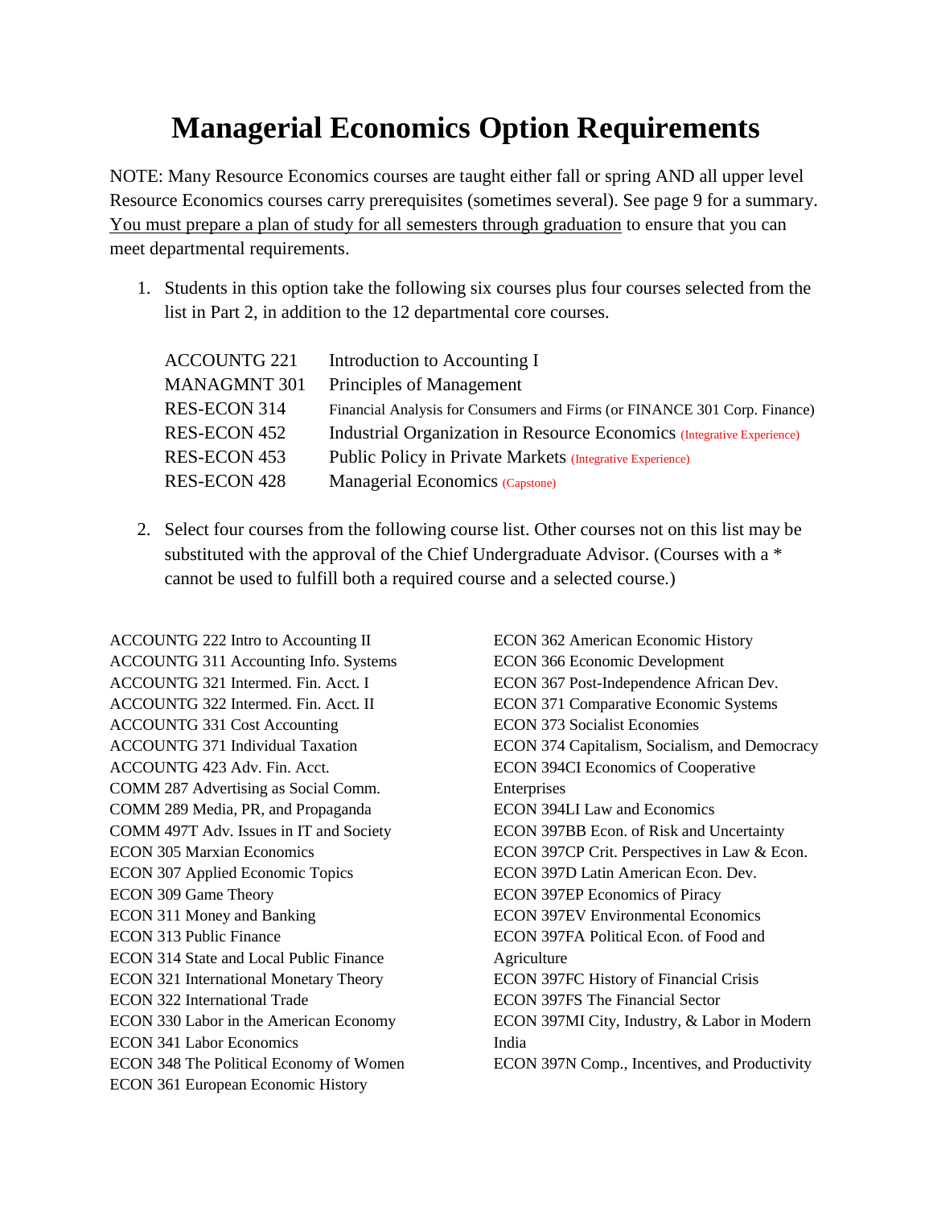# Managerial Economics Option Requirements

NOTE: Many Resource Economics courses are taught either fall or spring AND all upper level Resource Economics courses carry prerequisites (sometimes several). See page 9 for a summary. <u>You must prepare a plan of study for all semesters through graduation</u> to ensure that you can meet departmental requirements.

1. Students in this option take the following six courses plus four courses selected from the list in Part 2, in addition to the 12 departmental core courses.

| | |
|---|---|
| ACCOUNTG 221 | Introduction to Accounting I |
| MANAGMNT 301 | Principles of Management |
| RES-ECON 314 | Financial Analysis for Consumers and Firms (or FINANCE 301 Corp. Finance) |
| RES-ECON 452 | Industrial Organization in Resource Economics (Integrative Experience) |
| RES-ECON 453 | Public Policy in Private Markets (Integrative Experience) |
| RES-ECON 428 | Managerial Economics (Capstone) |

2. Select four courses from the following course list. Other courses not on this list may be substituted with the approval of the Chief Undergraduate Advisor. (Courses with a * cannot be used to fulfill both a required course and a selected course.)

ACCOUNTG 222 Intro to Accounting II
ACCOUNTG 311 Accounting Info. Systems
ACCOUNTG 321 Intermed. Fin. Acct. I
ACCOUNTG 322 Intermed. Fin. Acct. II
ACCOUNTG 331 Cost Accounting
ACCOUNTG 371 Individual Taxation
ACCOUNTG 423 Adv. Fin. Acct.
COMM 287 Advertising as Social Comm.
COMM 289 Media, PR, and Propaganda
COMM 497T Adv. Issues in IT and Society
ECON 305 Marxian Economics
ECON 307 Applied Economic Topics
ECON 309 Game Theory
ECON 311 Money and Banking
ECON 313 Public Finance
ECON 314 State and Local Public Finance
ECON 321 International Monetary Theory
ECON 322 International Trade
ECON 330 Labor in the American Economy
ECON 341 Labor Economics
ECON 348 The Political Economy of Women
ECON 361 European Economic History
ECON 362 American Economic History
ECON 366 Economic Development
ECON 367 Post-Independence African Dev.
ECON 371 Comparative Economic Systems
ECON 373 Socialist Economies
ECON 374 Capitalism, Socialism, and Democracy
ECON 394CI Economics of Cooperative Enterprises
ECON 394LI Law and Economics
ECON 397BB Econ. of Risk and Uncertainty
ECON 397CP Crit. Perspectives in Law & Econ.
ECON 397D Latin American Econ. Dev.
ECON 397EP Economics of Piracy
ECON 397EV Environmental Economics
ECON 397FA Political Econ. of Food and Agriculture
ECON 397FC History of Financial Crisis
ECON 397FS The Financial Sector
ECON 397MI City, Industry, & Labor in Modern India
ECON 397N Comp., Incentives, and Productivity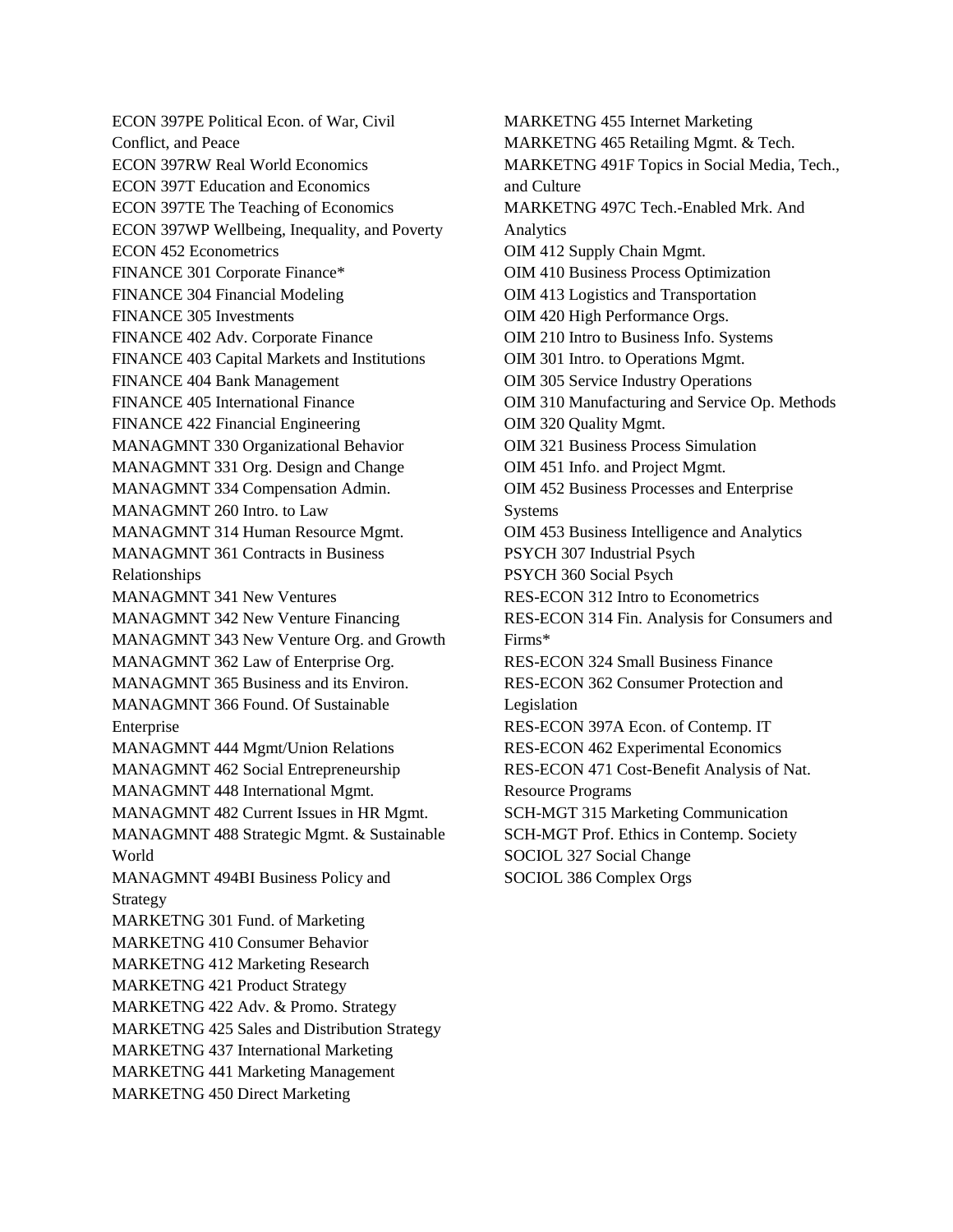ECON 397PE Political Econ. of War, Civil Conflict, and Peace
ECON 397RW Real World Economics
ECON 397T Education and Economics
ECON 397TE The Teaching of Economics
ECON 397WP Wellbeing, Inequality, and Poverty
ECON 452 Econometrics
FINANCE 301 Corporate Finance*
FINANCE 304 Financial Modeling
FINANCE 305 Investments
FINANCE 402 Adv. Corporate Finance
FINANCE 403 Capital Markets and Institutions
FINANCE 404 Bank Management
FINANCE 405 International Finance
FINANCE 422 Financial Engineering
MANAGMNT 330 Organizational Behavior
MANAGMNT 331 Org. Design and Change
MANAGMNT 334 Compensation Admin.
MANAGMNT 260 Intro. to Law
MANAGMNT 314 Human Resource Mgmt.
MANAGMNT 361 Contracts in Business Relationships
MANAGMNT 341 New Ventures
MANAGMNT 342 New Venture Financing
MANAGMNT 343 New Venture Org. and Growth
MANAGMNT 362 Law of Enterprise Org.
MANAGMNT 365 Business and its Environ.
MANAGMNT 366 Found. Of Sustainable Enterprise
MANAGMNT 444 Mgmt/Union Relations
MANAGMNT 462 Social Entrepreneurship
MANAGMNT 448 International Mgmt.
MANAGMNT 482 Current Issues in HR Mgmt.
MANAGMNT 488 Strategic Mgmt. & Sustainable World
MANAGMNT 494BI Business Policy and Strategy
MARKETNG 301 Fund. of Marketing
MARKETNG 410 Consumer Behavior
MARKETNG 412 Marketing Research
MARKETNG 421 Product Strategy
MARKETNG 422 Adv. & Promo. Strategy
MARKETNG 425 Sales and Distribution Strategy
MARKETNG 437 International Marketing
MARKETNG 441 Marketing Management
MARKETNG 450 Direct Marketing
MARKETNG 455 Internet Marketing
MARKETNG 465 Retailing Mgmt. & Tech.
MARKETNG 491F Topics in Social Media, Tech., and Culture
MARKETNG 497C Tech.-Enabled Mrk. And Analytics
OIM 412 Supply Chain Mgmt.
OIM 410 Business Process Optimization
OIM 413 Logistics and Transportation
OIM 420 High Performance Orgs.
OIM 210 Intro to Business Info. Systems
OIM 301 Intro. to Operations Mgmt.
OIM 305 Service Industry Operations
OIM 310 Manufacturing and Service Op. Methods
OIM 320 Quality Mgmt.
OIM 321 Business Process Simulation
OIM 451 Info. and Project Mgmt.
OIM 452 Business Processes and Enterprise Systems
OIM 453 Business Intelligence and Analytics
PSYCH 307 Industrial Psych
PSYCH 360 Social Psych
RES-ECON 312 Intro to Econometrics
RES-ECON 314 Fin. Analysis for Consumers and Firms*
RES-ECON 324 Small Business Finance
RES-ECON 362 Consumer Protection and Legislation
RES-ECON 397A Econ. of Contemp. IT
RES-ECON 462 Experimental Economics
RES-ECON 471 Cost-Benefit Analysis of Nat. Resource Programs
SCH-MGT 315 Marketing Communication
SCH-MGT Prof. Ethics in Contemp. Society
SOCIOL 327 Social Change
SOCIOL 386 Complex Orgs